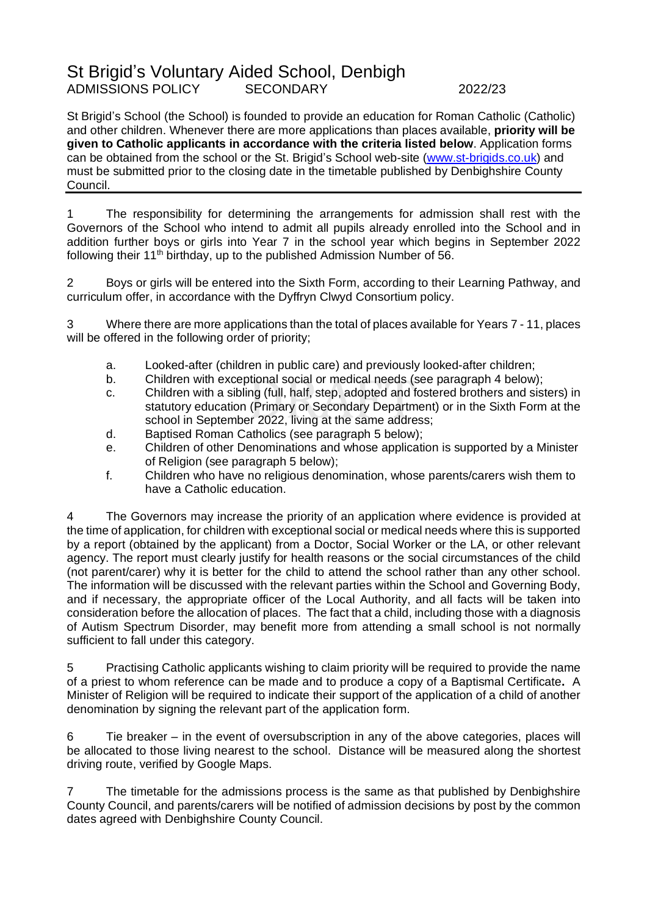# St Brigid's Voluntary Aided School, Denbigh

ADMISSIONS POLICY SECONDARY 2022/23

St Brigid's School (the School) is founded to provide an education for Roman Catholic (Catholic) and other children. Whenever there are more applications than places available, **priority will be given to Catholic applicants in accordance with the criteria listed below**. Application forms can be obtained from the school or the St. Brigid's School web-site ([www.st-brigids.co.uk](www.st-brigids.co.uk)) and must be submitted prior to the closing date in the timetable published by Denbighshire County Council.

---

1 The responsibility for determining the arrangements for admission shall rest with the Governors of the School who intend to admit all pupils already enrolled into the School and in addition further boys or girls into Year 7 in the school year which begins in September 2022 following their 11th birthday, up to the published Admission Number of 56.

2 Boys or girls will be entered into the Sixth Form, according to their Learning Pathway, and curriculum offer, in accordance with the Dyffryn Clwyd Consortium policy.

3 Where there are more applications than the total of places available for Years 7 - 11, places will be offered in the following order of priority;

- a. Looked-after (children in public care) and previously looked-after children;
- b. Children with exceptional social or medical needs (see paragraph 4 below);
- c. Children with a sibling (full, half, step, adopted and fostered brothers and sisters) in statutory education (Primary or Secondary Department) or in the Sixth Form at the school in September 2022, living at the same address;
- d. Baptised Roman Catholics (see paragraph 5 below);
- e. Children of other Denominations and whose application is supported by a Minister of Religion (see paragraph 5 below);
- f. Children who have no religious denomination, whose parents/carers wish them to have a Catholic education.

4 The Governors may increase the priority of an application where evidence is provided at the time of application, for children with exceptional social or medical needs where this is supported by a report (obtained by the applicant) from a Doctor, Social Worker or the LA, or other relevant agency. The report must clearly justify for health reasons or the social circumstances of the child (not parent/carer) why it is better for the child to attend the school rather than any other school. The information will be discussed with the relevant parties within the School and Governing Body, and if necessary, the appropriate officer of the Local Authority, and all facts will be taken into consideration before the allocation of places. The fact that a child, including those with a diagnosis of Autism Spectrum Disorder, may benefit more from attending a small school is not normally sufficient to fall under this category.

5 Practising Catholic applicants wishing to claim priority will be required to provide the name of a priest to whom reference can be made and to produce a copy of a Baptismal Certificate**.** A Minister of Religion will be required to indicate their support of the application of a child of another denomination by signing the relevant part of the application form.

6 Tie breaker – in the event of oversubscription in any of the above categories, places will be allocated to those living nearest to the school. Distance will be measured along the shortest driving route, verified by Google Maps.

7 The timetable for the admissions process is the same as that published by Denbighshire County Council, and parents/carers will be notified of admission decisions by post by the common dates agreed with Denbighshire County Council.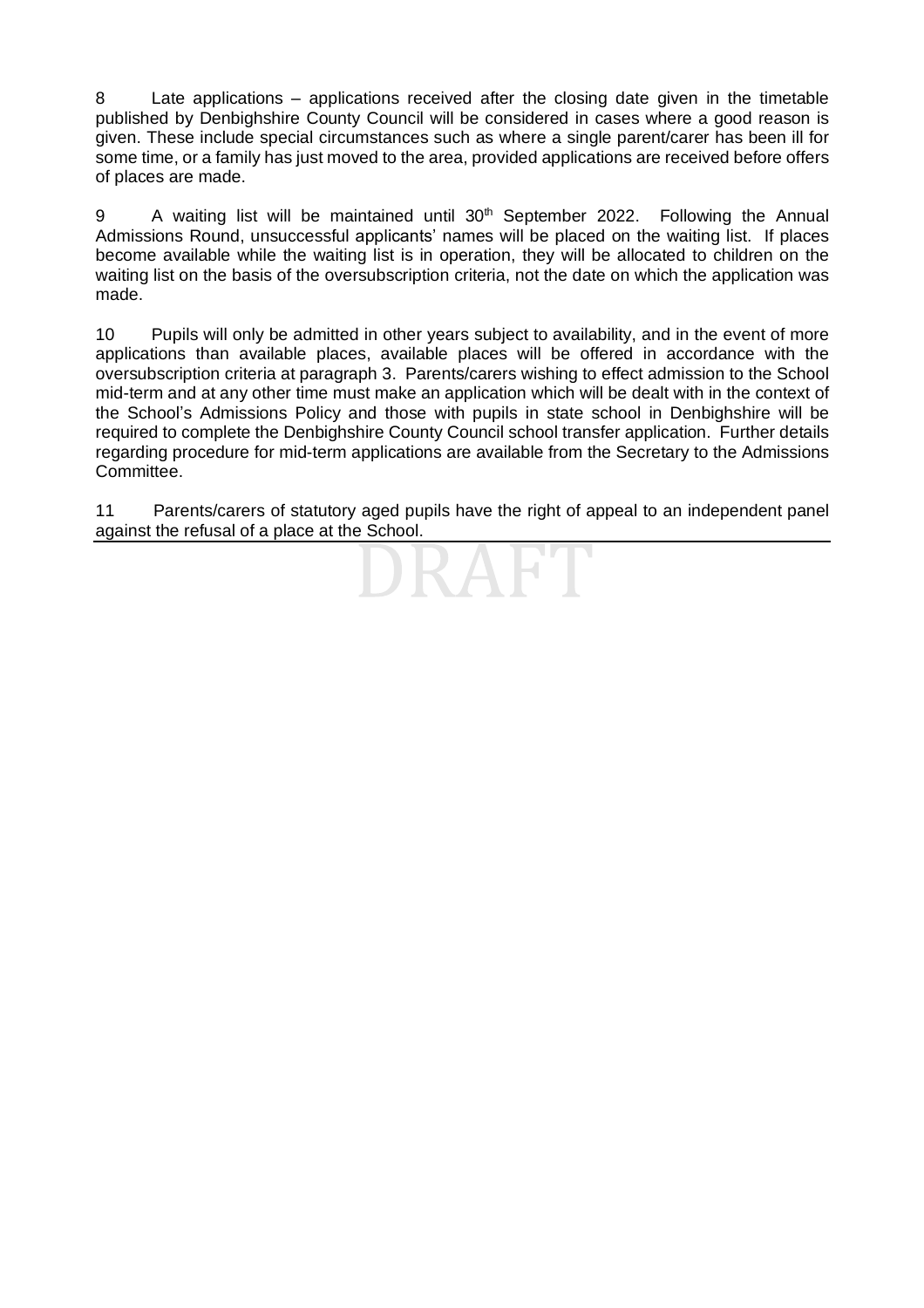8 Late applications – applications received after the closing date given in the timetable published by Denbighshire County Council will be considered in cases where a good reason is given. These include special circumstances such as where a single parent/carer has been ill for some time, or a family has just moved to the area, provided applications are received before offers of places are made.

9 A waiting list will be maintained until 30th September 2022. Following the Annual Admissions Round, unsuccessful applicants' names will be placed on the waiting list. If places become available while the waiting list is in operation, they will be allocated to children on the waiting list on the basis of the oversubscription criteria, not the date on which the application was made.

10 Pupils will only be admitted in other years subject to availability, and in the event of more applications than available places, available places will be offered in accordance with the oversubscription criteria at paragraph 3. Parents/carers wishing to effect admission to the School mid-term and at any other time must make an application which will be dealt with in the context of the School's Admissions Policy and those with pupils in state school in Denbighshire will be required to complete the Denbighshire County Council school transfer application. Further details regarding procedure for mid-term applications are available from the Secretary to the Admissions Committee.

11 Parents/carers of statutory aged pupils have the right of appeal to an independent panel against the refusal of a place at the School.

DRAFT